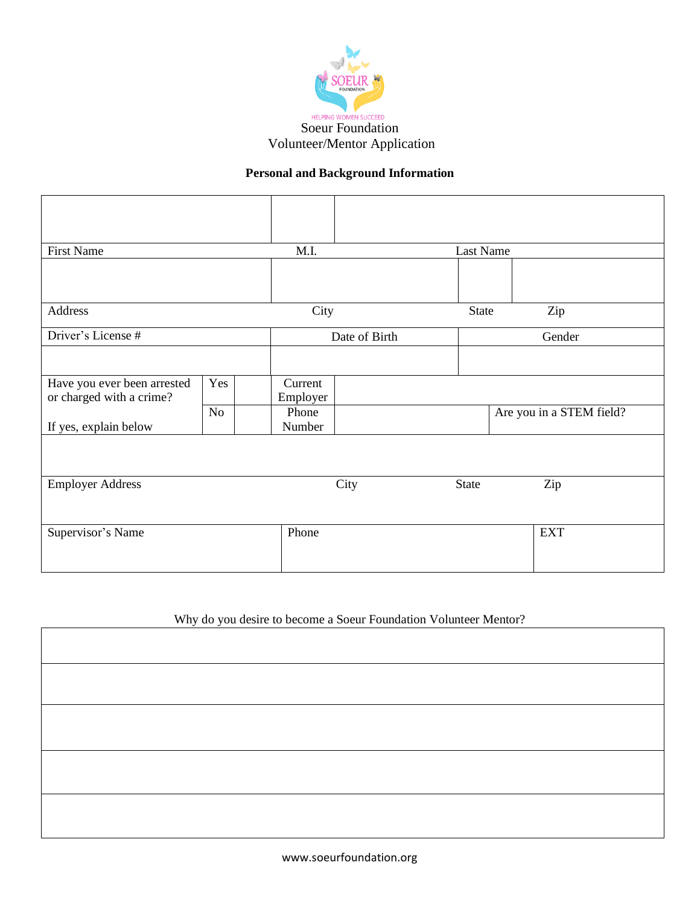HELPING WOMEN SUCCEED

Soeur Foundation

Volunteer/Mentor Application

**Personal and Background Information**

| | | | | |
|---|---|---|---|---|
| | | | | |
| First Name | M.I. | Last Name | | |
| | | | | |
| Address | City | State | Zip | |
| Driver's License # | Date of Birth | Gender | | |
| | | | | |
| Have you ever been arrested or charged with a crime? | Yes | | Current Employer | |
| If yes, explain below | No | | Phone Number | Are you in a STEM field? |
| | | | | |
| Employer Address | City | State | Zip | |
| Supervisor's Name | Phone | EXT | | |

Why do you desire to become a Soeur Foundation Volunteer Mentor?

| |
|---|
| |
| |
| |
| |
| |

www.soeurfoundation.org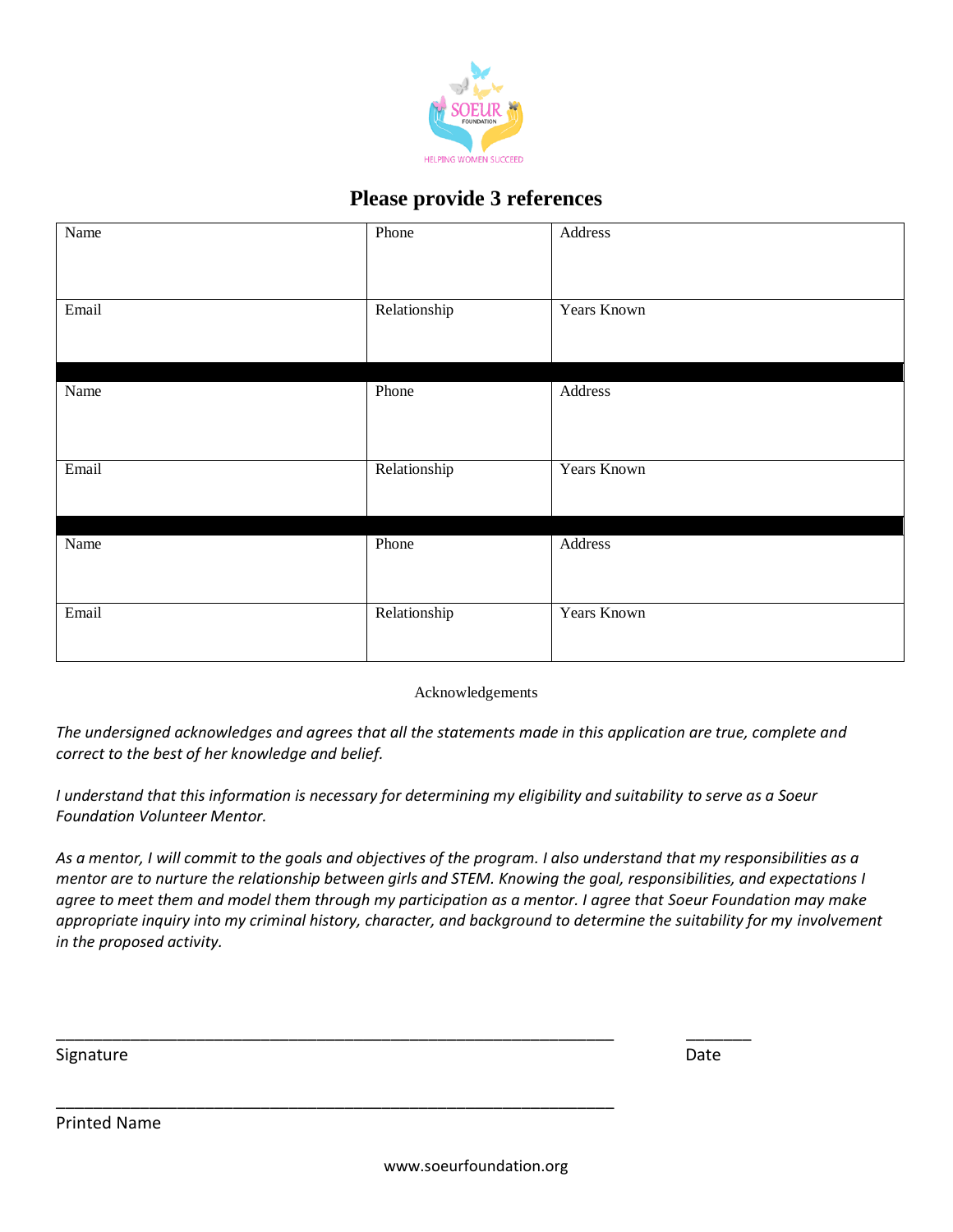## Please provide 3 references

| | | |
|---|---|---|
| Name | Phone | Address |
| Email | Relationship | Years Known |
| Name | Phone | Address |
| Email | Relationship | Years Known |
| Name | Phone | Address |
| Email | Relationship | Years Known |

Acknowledgements

*The undersigned acknowledges and agrees that all the statements made in this application are true, complete and correct to the best of her knowledge and belief.*

*I understand that this information is necessary for determining my eligibility and suitability to serve as a Soeur Foundation Volunteer Mentor.*

*As a mentor, I will commit to the goals and objectives of the program. I also understand that my responsibilities as a mentor are to nurture the relationship between girls and STEM. Knowing the goal, responsibilities, and expectations I agree to meet them and model them through my participation as a mentor. I agree that Soeur Foundation may make appropriate inquiry into my criminal history, character, and background to determine the suitability for my involvement in the proposed activity.*

\_\_\_\_\_\_\_\_\_\_\_\_\_\_\_\_\_\_\_\_\_\_\_\_\_\_\_\_\_\_\_\_\_\_\_\_\_\_\_\_\_\_\_\_\_\_\_\_\_\_\_\_\_\_\_\_\_\_\_\_\_\_ \_\_\_\_\_\_\_\_

Signature Date

\_\_\_\_\_\_\_\_\_\_\_\_\_\_\_\_\_\_\_\_\_\_\_\_\_\_\_\_\_\_\_\_\_\_\_\_\_\_\_\_\_\_\_\_\_\_\_\_\_\_\_\_\_\_\_\_\_\_\_\_\_\_

Printed Name

www.soeurfoundation.org